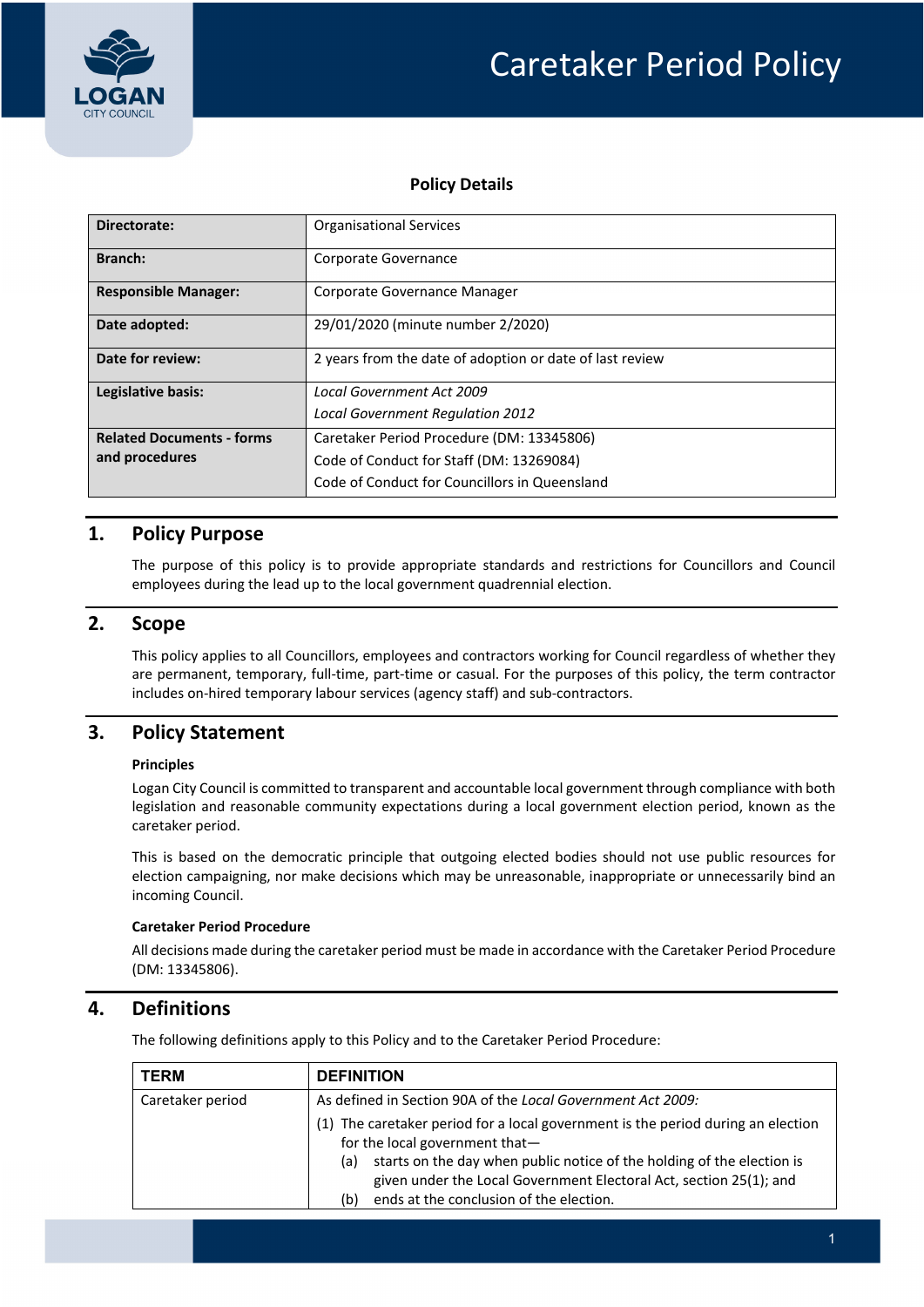# Caretaker Period Policy

## Policy Details

| Directorate: | Organisational Services |
|---|---|
| Branch: | Corporate Governance |
| Responsible Manager: | Corporate Governance Manager |
| Date adopted: | 29/01/2020 (minute number 2/2020) |
| Date for review: | 2 years from the date of adoption or date of last review |
| Legislative basis: | *Local Government Act 2009*<br>*Local Government Regulation 2012* |
| Related Documents - forms and procedures | Caretaker Period Procedure (DM: 13345806)<br>Code of Conduct for Staff (DM: 13269084)<br>Code of Conduct for Councillors in Queensland |

## 1. Policy Purpose

The purpose of this policy is to provide appropriate standards and restrictions for Councillors and Council employees during the lead up to the local government quadrennial election.

## 2. Scope

This policy applies to all Councillors, employees and contractors working for Council regardless of whether they are permanent, temporary, full-time, part-time or casual. For the purposes of this policy, the term contractor includes on-hired temporary labour services (agency staff) and sub-contractors.

## 3. Policy Statement

**Principles**

Logan City Council is committed to transparent and accountable local government through compliance with both legislation and reasonable community expectations during a local government election period, known as the caretaker period.

This is based on the democratic principle that outgoing elected bodies should not use public resources for election campaigning, nor make decisions which may be unreasonable, inappropriate or unnecessarily bind an incoming Council.

**Caretaker Period Procedure**

All decisions made during the caretaker period must be made in accordance with the Caretaker Period Procedure (DM: 13345806).

## 4. Definitions

The following definitions apply to this Policy and to the Caretaker Period Procedure:

| TERM | DEFINITION |
|---|---|
| Caretaker period | As defined in Section 90A of the *Local Government Act 2009:*<br>(1) The caretaker period for a local government is the period during an election for the local government that—<br>(a) starts on the day when public notice of the holding of the election is given under the Local Government Electoral Act, section 25(1); and<br>(b) ends at the conclusion of the election. |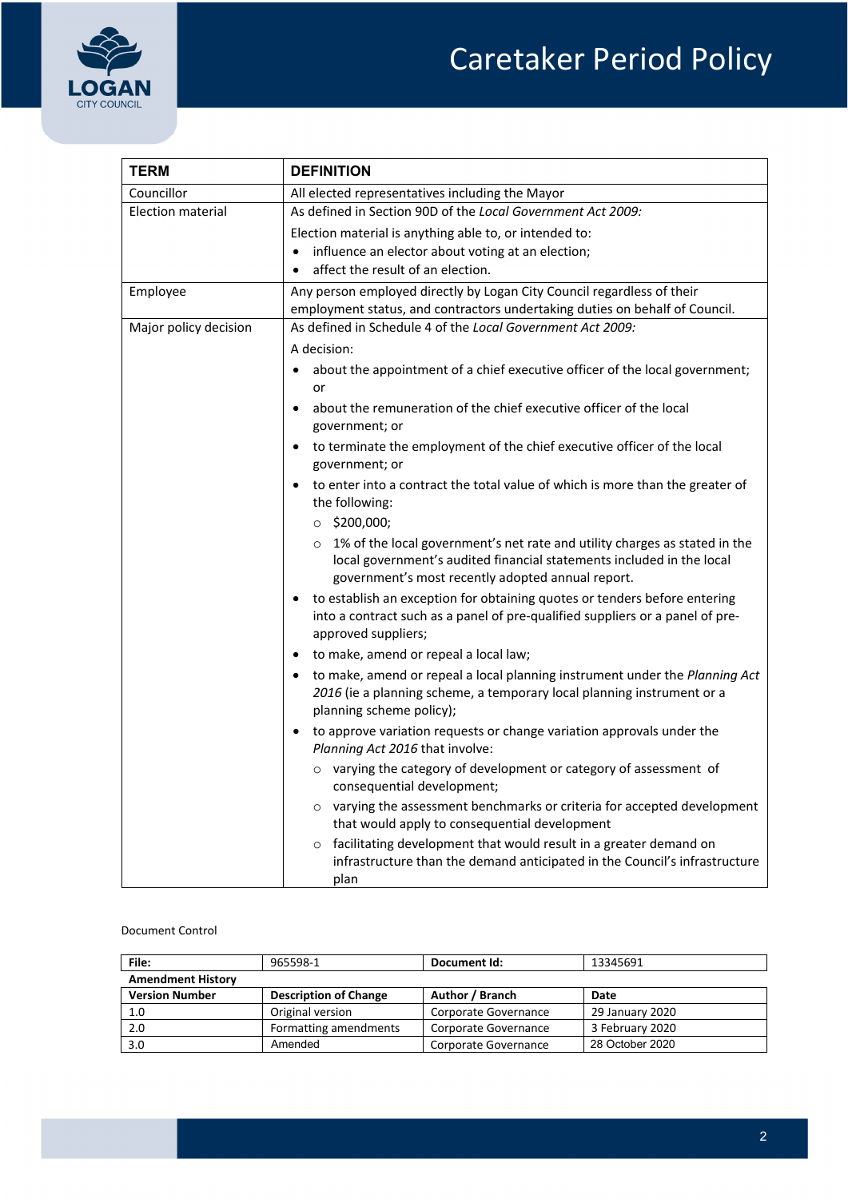| TERM | DEFINITION |
|---|---|
| Councillor | All elected representatives including the Mayor |
| Election material | As defined in Section 90D of the *Local Government Act 2009:*<br><br>Election material is anything able to, or intended to:<br>• influence an elector about voting at an election;<br>• affect the result of an election. |
| Employee | Any person employed directly by Logan City Council regardless of their employment status, and contractors undertaking duties on behalf of Council. |
| Major policy decision | As defined in Schedule 4 of the *Local Government Act 2009:*<br><br>A decision:<br>• about the appointment of a chief executive officer of the local government; or<br>• about the remuneration of the chief executive officer of the local government; or<br>• to terminate the employment of the chief executive officer of the local government; or<br>• to enter into a contract the total value of which is more than the greater of the following:<br>  ○ $200,000;<br>  ○ 1% of the local government's net rate and utility charges as stated in the local government's audited financial statements included in the local government's most recently adopted annual report.<br>• to establish an exception for obtaining quotes or tenders before entering into a contract such as a panel of pre-qualified suppliers or a panel of pre-approved suppliers;<br>• to make, amend or repeal a local law;<br>• to make, amend or repeal a local planning instrument under the *Planning Act 2016* (ie a planning scheme, a temporary local planning instrument or a planning scheme policy);<br>• to approve variation requests or change variation approvals under the *Planning Act 2016* that involve:<br>  ○ varying the category of development or category of assessment of consequential development;<br>  ○ varying the assessment benchmarks or criteria for accepted development that would apply to consequential development<br>  ○ facilitating development that would result in a greater demand on infrastructure than the demand anticipated in the Council's infrastructure plan |

Document Control

| | | | |
|---|---|---|---|
| **File:** | 965598-1 | **Document Id:** | 13345691 |
| **Amendment History** | | | |
| **Version Number** | **Description of Change** | **Author / Branch** | **Date** |
| 1.0 | Original version | Corporate Governance | 29 January 2020 |
| 2.0 | Formatting amendments | Corporate Governance | 3 February 2020 |
| 3.0 | Amended | Corporate Governance | 28 October 2020 |